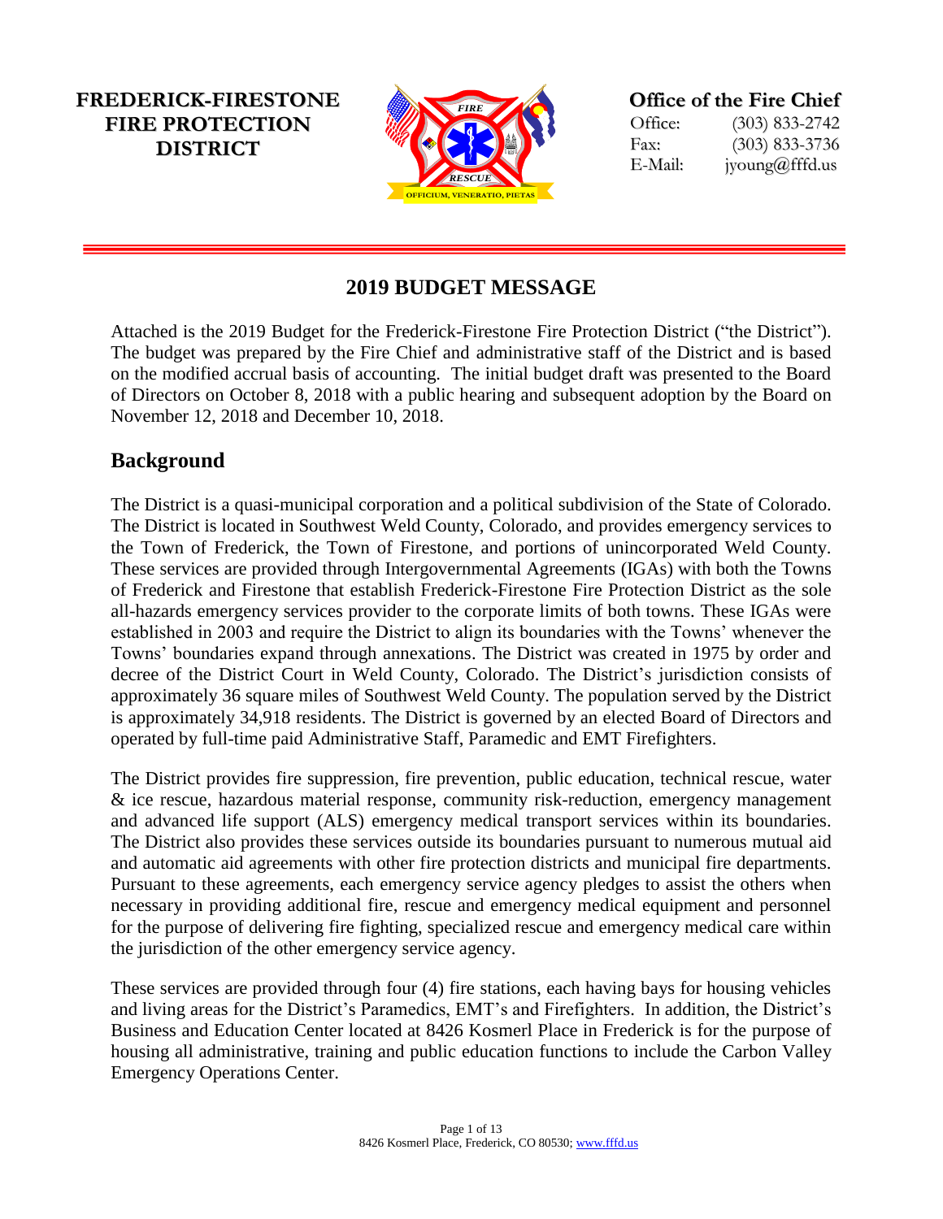**FREDERICK-FIRESTONE FIRE PROTECTION DISTRICT**

**Office of the Fire Chief**
Office: (303) 833-2742
Fax: (303) 833-3736
E-Mail: jyoung@fffd.us

# 2019 BUDGET MESSAGE

Attached is the 2019 Budget for the Frederick-Firestone Fire Protection District ("the District"). The budget was prepared by the Fire Chief and administrative staff of the District and is based on the modified accrual basis of accounting. The initial budget draft was presented to the Board of Directors on October 8, 2018 with a public hearing and subsequent adoption by the Board on November 12, 2018 and December 10, 2018.

## Background

The District is a quasi-municipal corporation and a political subdivision of the State of Colorado. The District is located in Southwest Weld County, Colorado, and provides emergency services to the Town of Frederick, the Town of Firestone, and portions of unincorporated Weld County. These services are provided through Intergovernmental Agreements (IGAs) with both the Towns of Frederick and Firestone that establish Frederick-Firestone Fire Protection District as the sole all-hazards emergency services provider to the corporate limits of both towns. These IGAs were established in 2003 and require the District to align its boundaries with the Towns' whenever the Towns' boundaries expand through annexations. The District was created in 1975 by order and decree of the District Court in Weld County, Colorado. The District's jurisdiction consists of approximately 36 square miles of Southwest Weld County. The population served by the District is approximately 34,918 residents. The District is governed by an elected Board of Directors and operated by full-time paid Administrative Staff, Paramedic and EMT Firefighters.

The District provides fire suppression, fire prevention, public education, technical rescue, water & ice rescue, hazardous material response, community risk-reduction, emergency management and advanced life support (ALS) emergency medical transport services within its boundaries. The District also provides these services outside its boundaries pursuant to numerous mutual aid and automatic aid agreements with other fire protection districts and municipal fire departments. Pursuant to these agreements, each emergency service agency pledges to assist the others when necessary in providing additional fire, rescue and emergency medical equipment and personnel for the purpose of delivering fire fighting, specialized rescue and emergency medical care within the jurisdiction of the other emergency service agency.

These services are provided through four (4) fire stations, each having bays for housing vehicles and living areas for the District's Paramedics, EMT's and Firefighters. In addition, the District's Business and Education Center located at 8426 Kosmerl Place in Frederick is for the purpose of housing all administrative, training and public education functions to include the Carbon Valley Emergency Operations Center.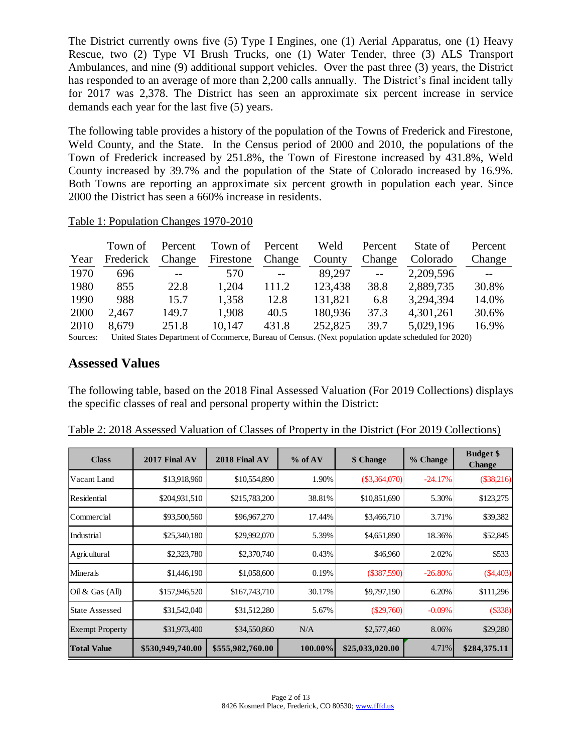The District currently owns five (5) Type I Engines, one (1) Aerial Apparatus, one (1) Heavy Rescue, two (2) Type VI Brush Trucks, one (1) Water Tender, three (3) ALS Transport Ambulances, and nine (9) additional support vehicles. Over the past three (3) years, the District has responded to an average of more than 2,200 calls annually. The District's final incident tally for 2017 was 2,378. The District has seen an approximate six percent increase in service demands each year for the last five (5) years.

The following table provides a history of the population of the Towns of Frederick and Firestone, Weld County, and the State. In the Census period of 2000 and 2010, the populations of the Town of Frederick increased by 251.8%, the Town of Firestone increased by 431.8%, Weld County increased by 39.7% and the population of the State of Colorado increased by 16.9%. Both Towns are reporting an approximate six percent growth in population each year. Since 2000 the District has seen a 660% increase in residents.

Table 1: Population Changes 1970-2010

| Year | Town of Frederick | Percent Change | Town of Firestone | Percent Change | Weld County | Percent Change | State of Colorado | Percent Change |
|---|---|---|---|---|---|---|---|---|
| 1970 | 696 | -- | 570 | -- | 89,297 | -- | 2,209,596 | -- |
| 1980 | 855 | 22.8 | 1,204 | 111.2 | 123,438 | 38.8 | 2,889,735 | 30.8% |
| 1990 | 988 | 15.7 | 1,358 | 12.8 | 131,821 | 6.8 | 3,294,394 | 14.0% |
| 2000 | 2,467 | 149.7 | 1,908 | 40.5 | 180,936 | 37.3 | 4,301,261 | 30.6% |
| 2010 | 8,679 | 251.8 | 10,147 | 431.8 | 252,825 | 39.7 | 5,029,196 | 16.9% |

Sources: United States Department of Commerce, Bureau of Census. (Next population update scheduled for 2020)

## Assessed Values

The following table, based on the 2018 Final Assessed Valuation (For 2019 Collections) displays the specific classes of real and personal property within the District:

Table 2: 2018 Assessed Valuation of Classes of Property in the District (For 2019 Collections)

| Class | 2017 Final AV | 2018 Final AV | % of AV | $ Change | % Change | Budget $ Change |
|---|---|---|---|---|---|---|
| Vacant Land | $13,918,960 | $10,554,890 | 1.90% | ($3,364,070) | -24.17% | ($38,216) |
| Residential | $204,931,510 | $215,783,200 | 38.81% | $10,851,690 | 5.30% | $123,275 |
| Commercial | $93,500,560 | $96,967,270 | 17.44% | $3,466,710 | 3.71% | $39,382 |
| Industrial | $25,340,180 | $29,992,070 | 5.39% | $4,651,890 | 18.36% | $52,845 |
| Agricultural | $2,323,780 | $2,370,740 | 0.43% | $46,960 | 2.02% | $533 |
| Minerals | $1,446,190 | $1,058,600 | 0.19% | ($387,590) | -26.80% | ($4,403) |
| Oil & Gas (All) | $157,946,520 | $167,743,710 | 30.17% | $9,797,190 | 6.20% | $111,296 |
| State Assessed | $31,542,040 | $31,512,280 | 5.67% | ($29,760) | -0.09% | ($338) |
| Exempt Property | $31,973,400 | $34,550,860 | N/A | $2,577,460 | 8.06% | $29,280 |
| **Total Value** | **$530,949,740.00** | **$555,982,760.00** | **100.00%** | **$25,033,020.00** | 4.71% | **$284,375.11** |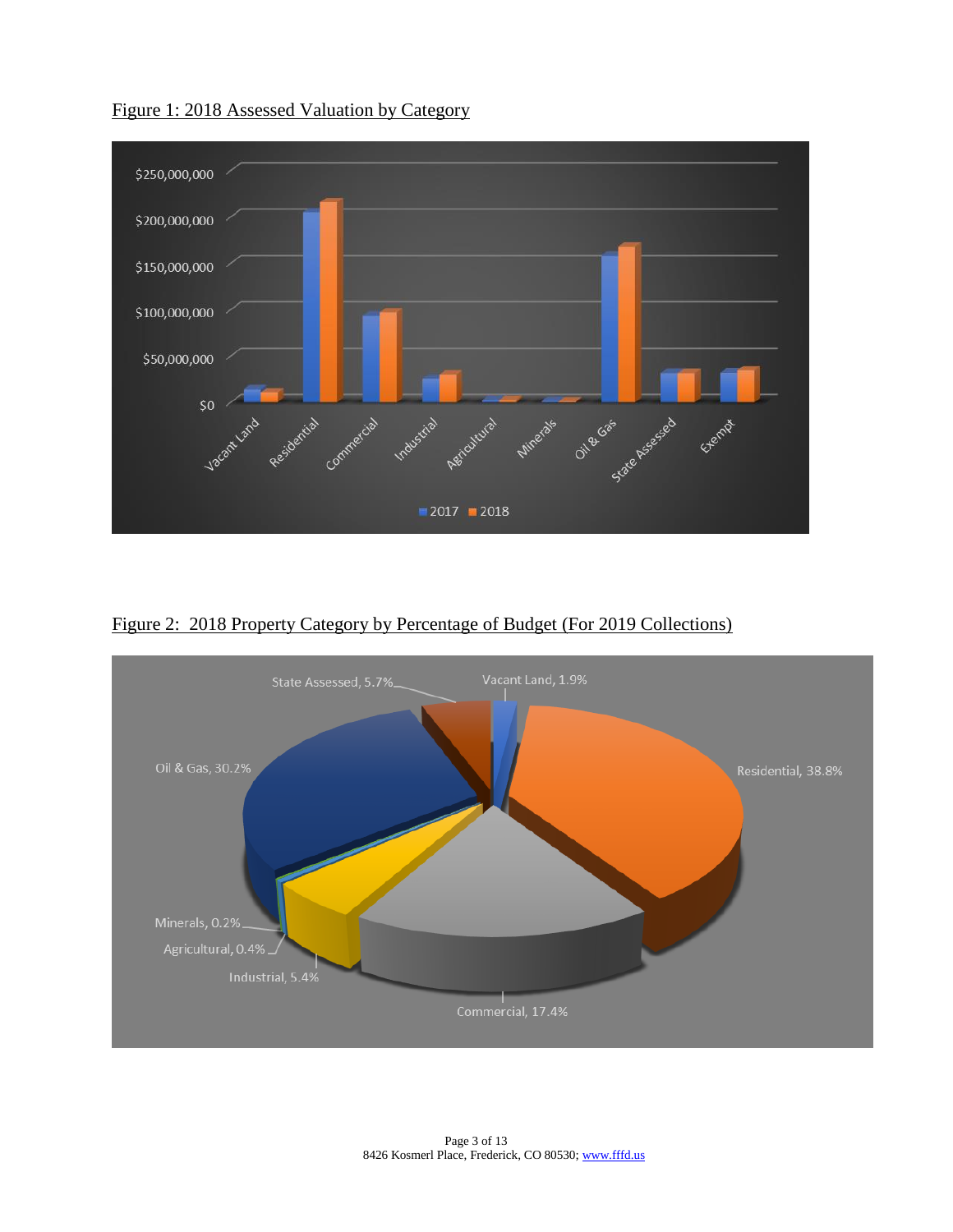Figure 1: 2018 Assessed Valuation by Category

Figure 2: 2018 Property Category by Percentage of Budget (For 2019 Collections)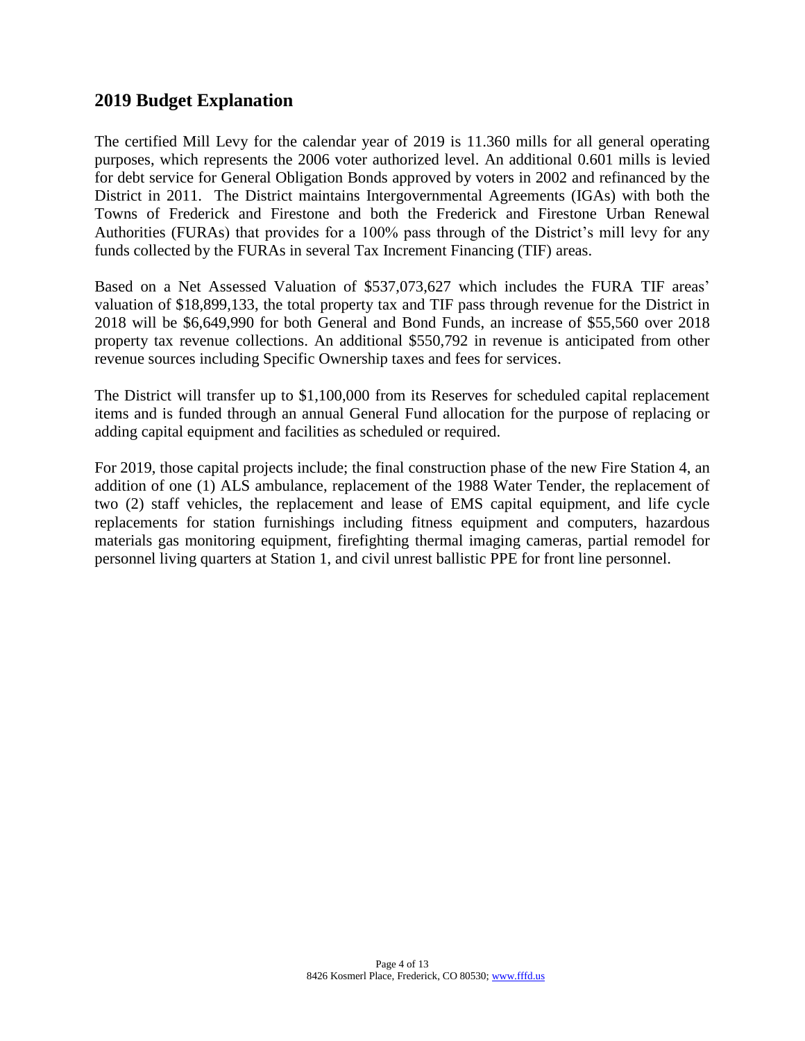## 2019 Budget Explanation

The certified Mill Levy for the calendar year of 2019 is 11.360 mills for all general operating purposes, which represents the 2006 voter authorized level. An additional 0.601 mills is levied for debt service for General Obligation Bonds approved by voters in 2002 and refinanced by the District in 2011. The District maintains Intergovernmental Agreements (IGAs) with both the Towns of Frederick and Firestone and both the Frederick and Firestone Urban Renewal Authorities (FURAs) that provides for a 100% pass through of the District's mill levy for any funds collected by the FURAs in several Tax Increment Financing (TIF) areas.

Based on a Net Assessed Valuation of $537,073,627 which includes the FURA TIF areas' valuation of $18,899,133, the total property tax and TIF pass through revenue for the District in 2018 will be $6,649,990 for both General and Bond Funds, an increase of $55,560 over 2018 property tax revenue collections. An additional $550,792 in revenue is anticipated from other revenue sources including Specific Ownership taxes and fees for services.

The District will transfer up to $1,100,000 from its Reserves for scheduled capital replacement items and is funded through an annual General Fund allocation for the purpose of replacing or adding capital equipment and facilities as scheduled or required.

For 2019, those capital projects include; the final construction phase of the new Fire Station 4, an addition of one (1) ALS ambulance, replacement of the 1988 Water Tender, the replacement of two (2) staff vehicles, the replacement and lease of EMS capital equipment, and life cycle replacements for station furnishings including fitness equipment and computers, hazardous materials gas monitoring equipment, firefighting thermal imaging cameras, partial remodel for personnel living quarters at Station 1, and civil unrest ballistic PPE for front line personnel.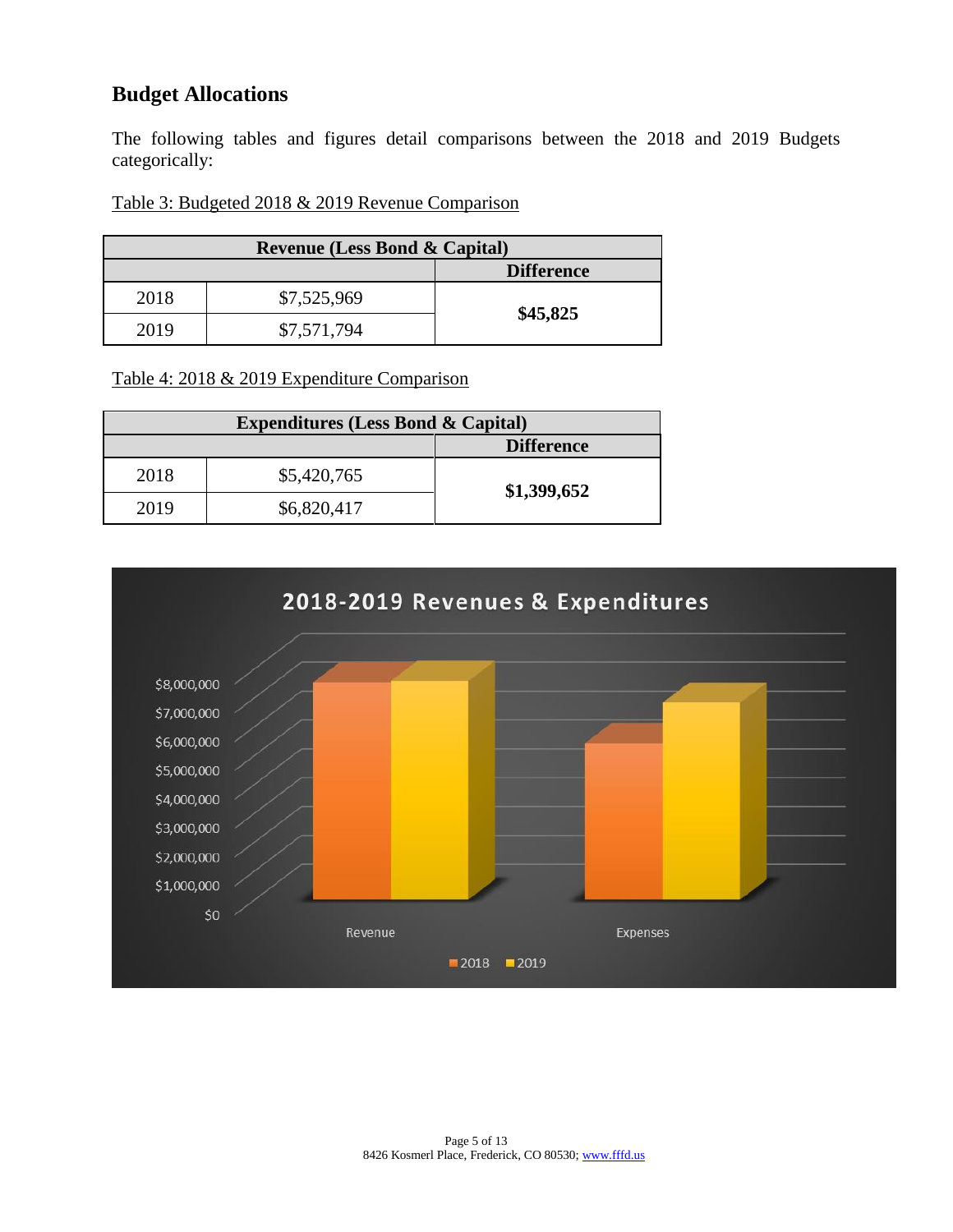## Budget Allocations

The following tables and figures detail comparisons between the 2018 and 2019 Budgets categorically:

Table 3: Budgeted 2018 & 2019 Revenue Comparison

| Revenue (Less Bond & Capital) | | |
|---|---|---|
| | | **Difference** |
| 2018 | $7,525,969 | **$45,825** |
| 2019 | $7,571,794 | |

Table 4: 2018 & 2019 Expenditure Comparison

| Expenditures (Less Bond & Capital) | | |
|---|---|---|
| | | **Difference** |
| 2018 | $5,420,765 | **$1,399,652** |
| 2019 | $6,820,417 | |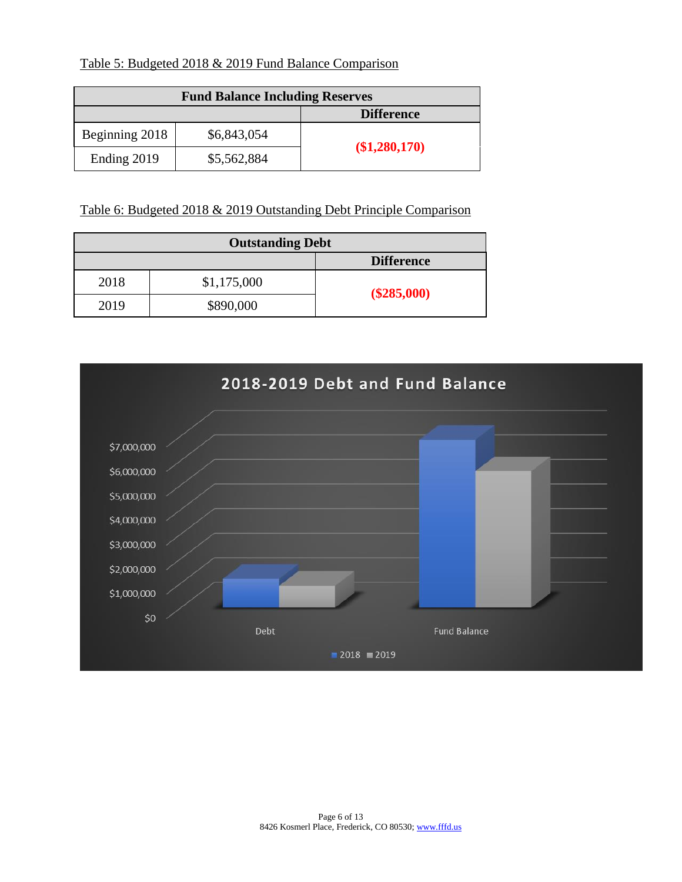Table 5: Budgeted 2018 & 2019 Fund Balance Comparison

| Fund Balance Including Reserves | | |
|---|---|---|
| | | **Difference** |
| Beginning 2018 | $6,843,054 | **($1,280,170)** |
| Ending 2019 | $5,562,884 | |

Table 6: Budgeted 2018 & 2019 Outstanding Debt Principle Comparison

| Outstanding Debt | | |
|---|---|---|
| | | **Difference** |
| 2018 | $1,175,000 | **($285,000)** |
| 2019 | $890,000 | |

**2018-2019 Debt and Fund Balance**

$7,000,000
$6,000,000
$5,000,000
$4,000,000
$3,000,000
$2,000,000
$1,000,000
$0

Debt
Fund Balance

2018 2019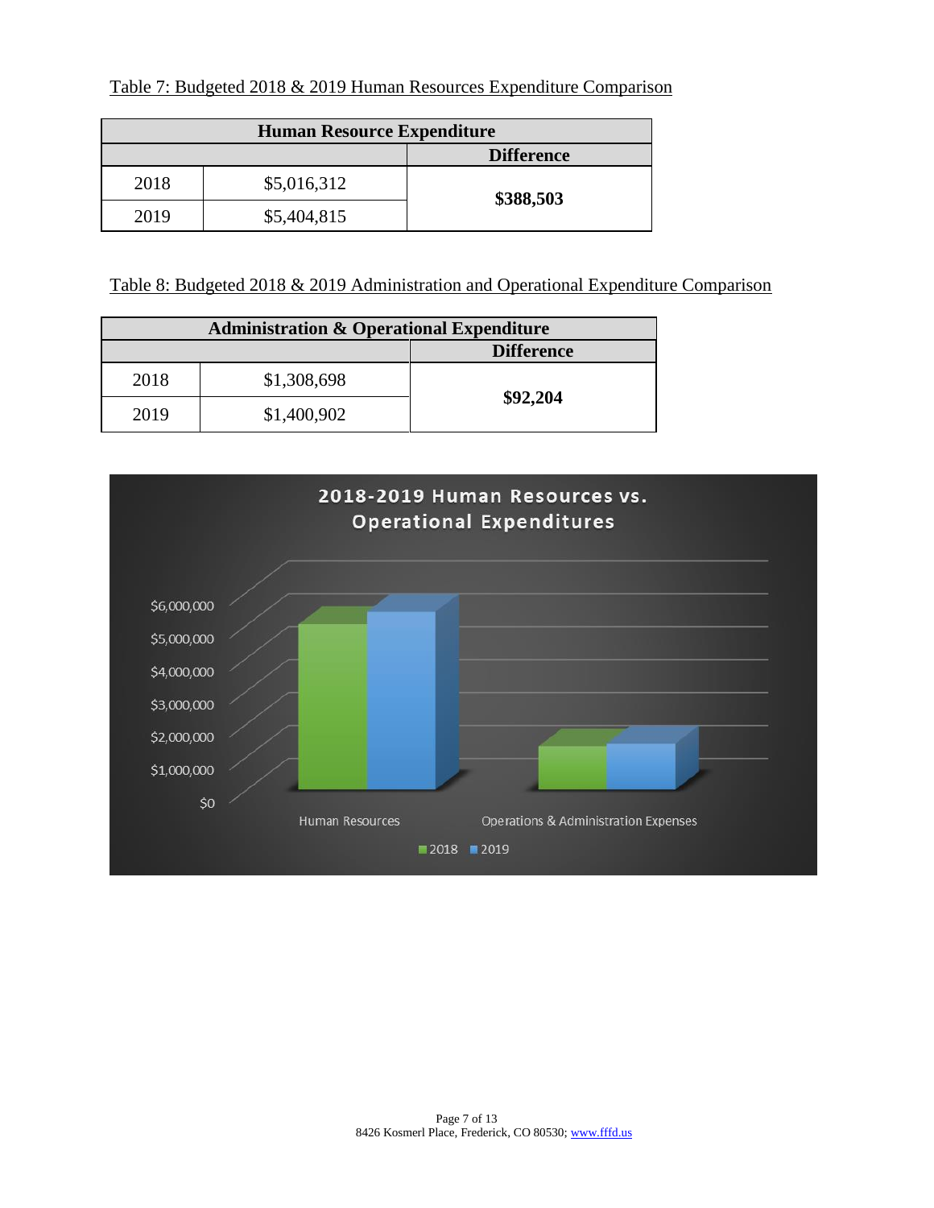Table 7: Budgeted 2018 & 2019 Human Resources Expenditure Comparison

| Human Resource Expenditure | | |
|---|---|---|
| | | **Difference** |
| 2018 | $5,016,312 | **$388,503** |
| 2019 | $5,404,815 | |

Table 8: Budgeted 2018 & 2019 Administration and Operational Expenditure Comparison

| Administration & Operational Expenditure | | |
|---|---|---|
| | | **Difference** |
| 2018 | $1,308,698 | **$92,204** |
| 2019 | $1,400,902 | |

**2018-2019 Human Resources vs. Operational Expenditures**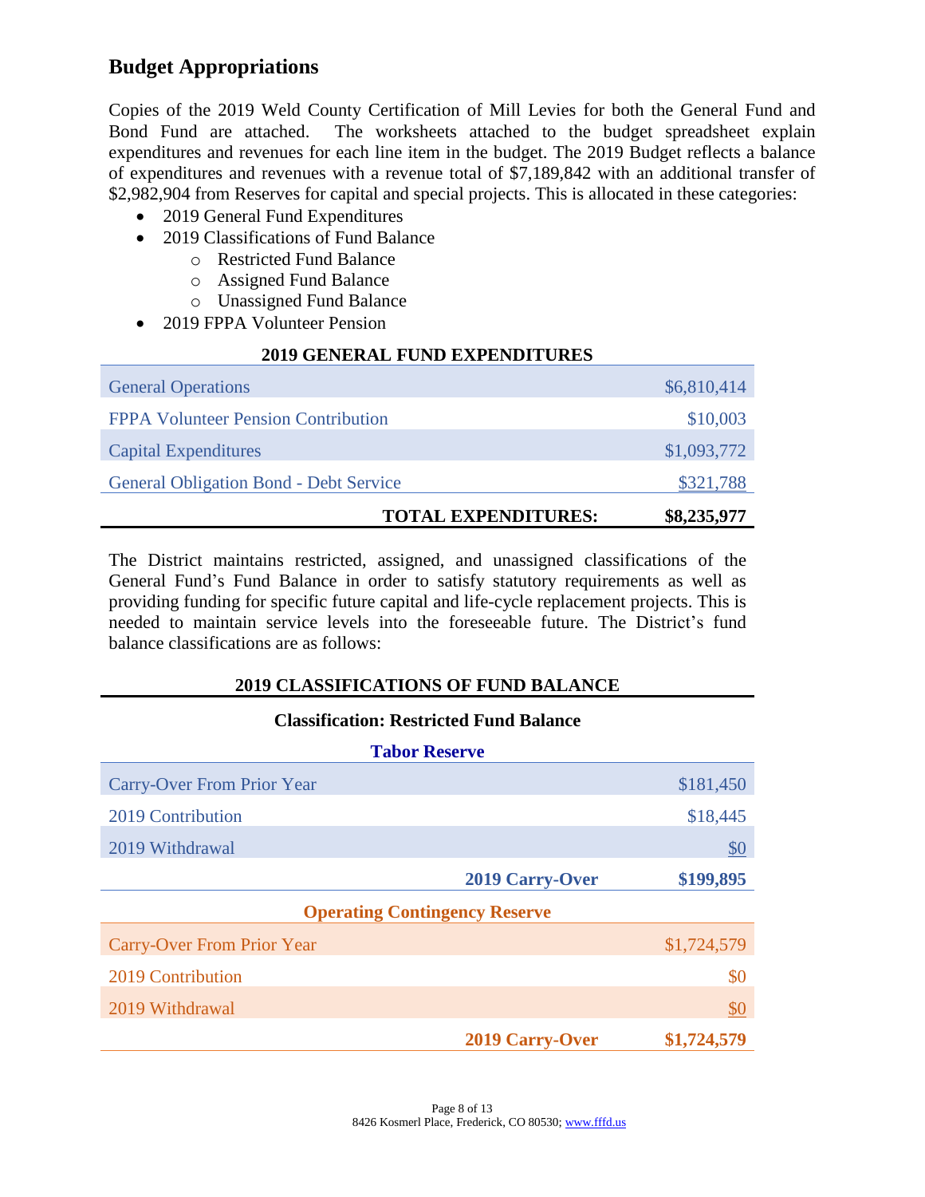## Budget Appropriations

Copies of the 2019 Weld County Certification of Mill Levies for both the General Fund and Bond Fund are attached. The worksheets attached to the budget spreadsheet explain expenditures and revenues for each line item in the budget. The 2019 Budget reflects a balance of expenditures and revenues with a revenue total of $7,189,842 with an additional transfer of $2,982,904 from Reserves for capital and special projects. This is allocated in these categories:

- 2019 General Fund Expenditures
- 2019 Classifications of Fund Balance
  - Restricted Fund Balance
  - Assigned Fund Balance
  - Unassigned Fund Balance
- 2019 FPPA Volunteer Pension

**2019 GENERAL FUND EXPENDITURES**

| | |
|---|---:|
| General Operations | $6,810,414 |
| FPPA Volunteer Pension Contribution | $10,003 |
| Capital Expenditures | $1,093,772 |
| General Obligation Bond - Debt Service | $321,788 |
| **TOTAL EXPENDITURES:** | **$8,235,977** |

The District maintains restricted, assigned, and unassigned classifications of the General Fund's Fund Balance in order to satisfy statutory requirements as well as providing funding for specific future capital and life-cycle replacement projects. This is needed to maintain service levels into the foreseeable future. The District's fund balance classifications are as follows:

**2019 CLASSIFICATIONS OF FUND BALANCE**

**Classification: Restricted Fund Balance**

**Tabor Reserve**

| | |
|---|---:|
| Carry-Over From Prior Year | $181,450 |
| 2019 Contribution | $18,445 |
| 2019 Withdrawal | $0 |
| **2019 Carry-Over** | **$199,895** |

**Operating Contingency Reserve**

| | |
|---|---:|
| Carry-Over From Prior Year | $1,724,579 |
| 2019 Contribution | $0 |
| 2019 Withdrawal | $0 |
| **2019 Carry-Over** | **$1,724,579** |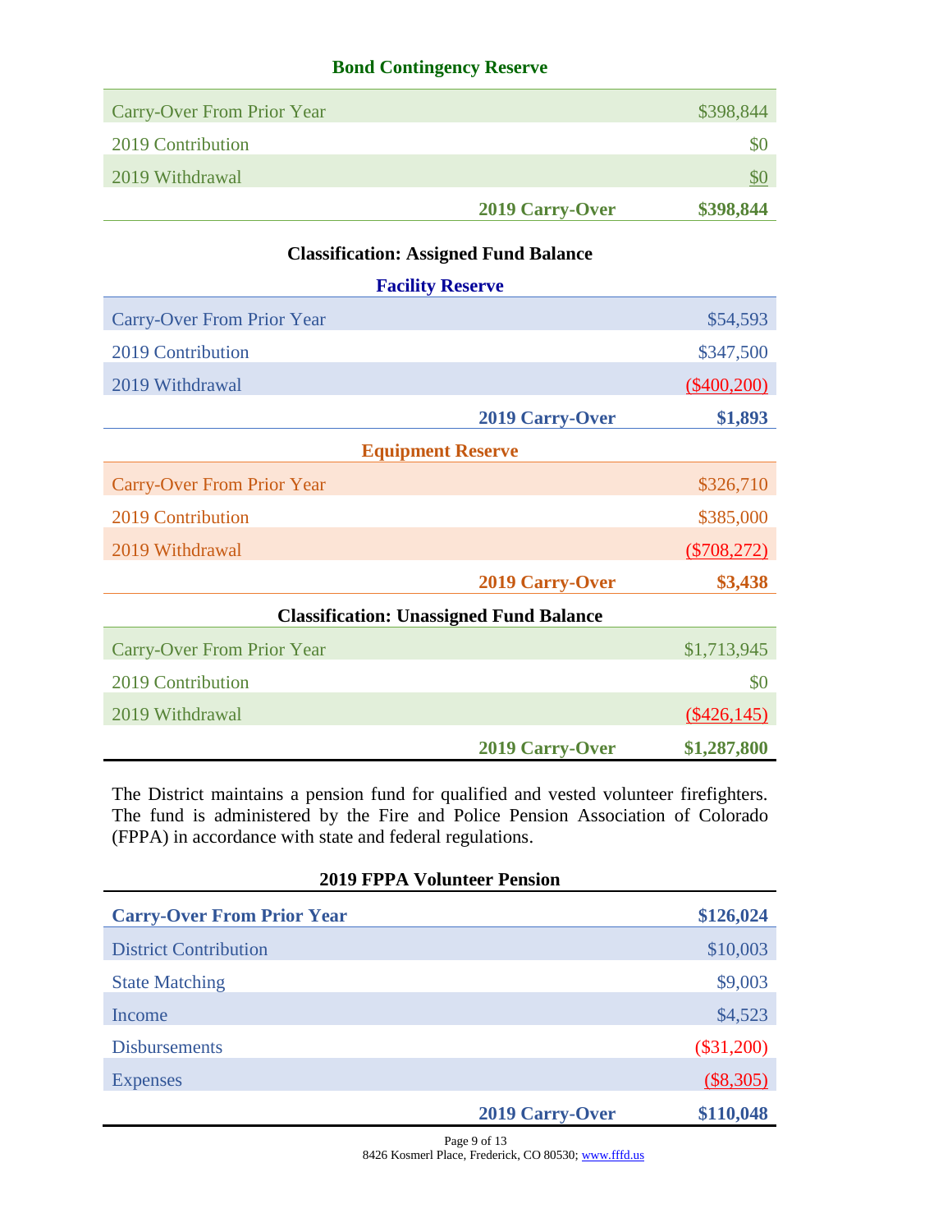### Bond Contingency Reserve

| | |
|---|---:|
| Carry-Over From Prior Year | $398,844 |
| 2019 Contribution | $0 |
| 2019 Withdrawal | $0 |
| **2019 Carry-Over** | **$398,844** |

### Classification: Assigned Fund Balance

#### Facility Reserve

| | |
|---|---:|
| Carry-Over From Prior Year | $54,593 |
| 2019 Contribution | $347,500 |
| 2019 Withdrawal | ($400,200) |
| **2019 Carry-Over** | **$1,893** |

#### Equipment Reserve

| | |
|---|---:|
| Carry-Over From Prior Year | $326,710 |
| 2019 Contribution | $385,000 |
| 2019 Withdrawal | ($708,272) |
| **2019 Carry-Over** | **$3,438** |

### Classification: Unassigned Fund Balance

| | |
|---|---:|
| Carry-Over From Prior Year | $1,713,945 |
| 2019 Contribution | $0 |
| 2019 Withdrawal | ($426,145) |
| **2019 Carry-Over** | **$1,287,800** |

The District maintains a pension fund for qualified and vested volunteer firefighters. The fund is administered by the Fire and Police Pension Association of Colorado (FPPA) in accordance with state and federal regulations.

### 2019 FPPA Volunteer Pension

| | |
|---|---:|
| **Carry-Over From Prior Year** | **$126,024** |
| District Contribution | $10,003 |
| State Matching | $9,003 |
| Income | $4,523 |
| Disbursements | ($31,200) |
| Expenses | ($8,305) |
| **2019 Carry-Over** | **$110,048** |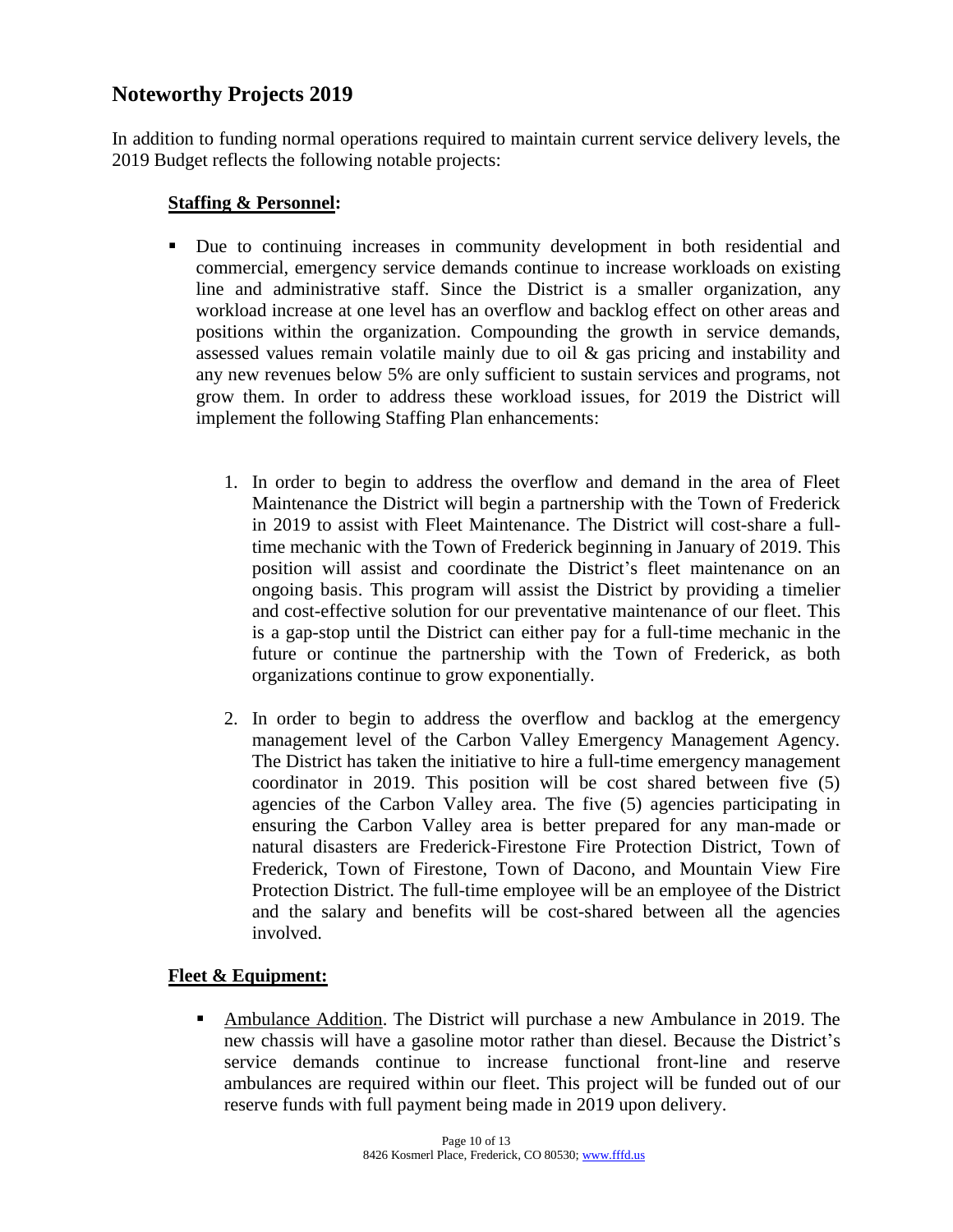## Noteworthy Projects 2019

In addition to funding normal operations required to maintain current service delivery levels, the 2019 Budget reflects the following notable projects:

**Staffing & Personnel:**

- Due to continuing increases in community development in both residential and commercial, emergency service demands continue to increase workloads on existing line and administrative staff. Since the District is a smaller organization, any workload increase at one level has an overflow and backlog effect on other areas and positions within the organization. Compounding the growth in service demands, assessed values remain volatile mainly due to oil & gas pricing and instability and any new revenues below 5% are only sufficient to sustain services and programs, not grow them. In order to address these workload issues, for 2019 the District will implement the following Staffing Plan enhancements:

    1. In order to begin to address the overflow and demand in the area of Fleet Maintenance the District will begin a partnership with the Town of Frederick in 2019 to assist with Fleet Maintenance. The District will cost-share a full-time mechanic with the Town of Frederick beginning in January of 2019. This position will assist and coordinate the District's fleet maintenance on an ongoing basis. This program will assist the District by providing a timelier and cost-effective solution for our preventative maintenance of our fleet. This is a gap-stop until the District can either pay for a full-time mechanic in the future or continue the partnership with the Town of Frederick, as both organizations continue to grow exponentially.

    2. In order to begin to address the overflow and backlog at the emergency management level of the Carbon Valley Emergency Management Agency. The District has taken the initiative to hire a full-time emergency management coordinator in 2019. This position will be cost shared between five (5) agencies of the Carbon Valley area. The five (5) agencies participating in ensuring the Carbon Valley area is better prepared for any man-made or natural disasters are Frederick-Firestone Fire Protection District, Town of Frederick, Town of Firestone, Town of Dacono, and Mountain View Fire Protection District. The full-time employee will be an employee of the District and the salary and benefits will be cost-shared between all the agencies involved.

**Fleet & Equipment:**

- Ambulance Addition. The District will purchase a new Ambulance in 2019. The new chassis will have a gasoline motor rather than diesel. Because the District's service demands continue to increase functional front-line and reserve ambulances are required within our fleet. This project will be funded out of our reserve funds with full payment being made in 2019 upon delivery.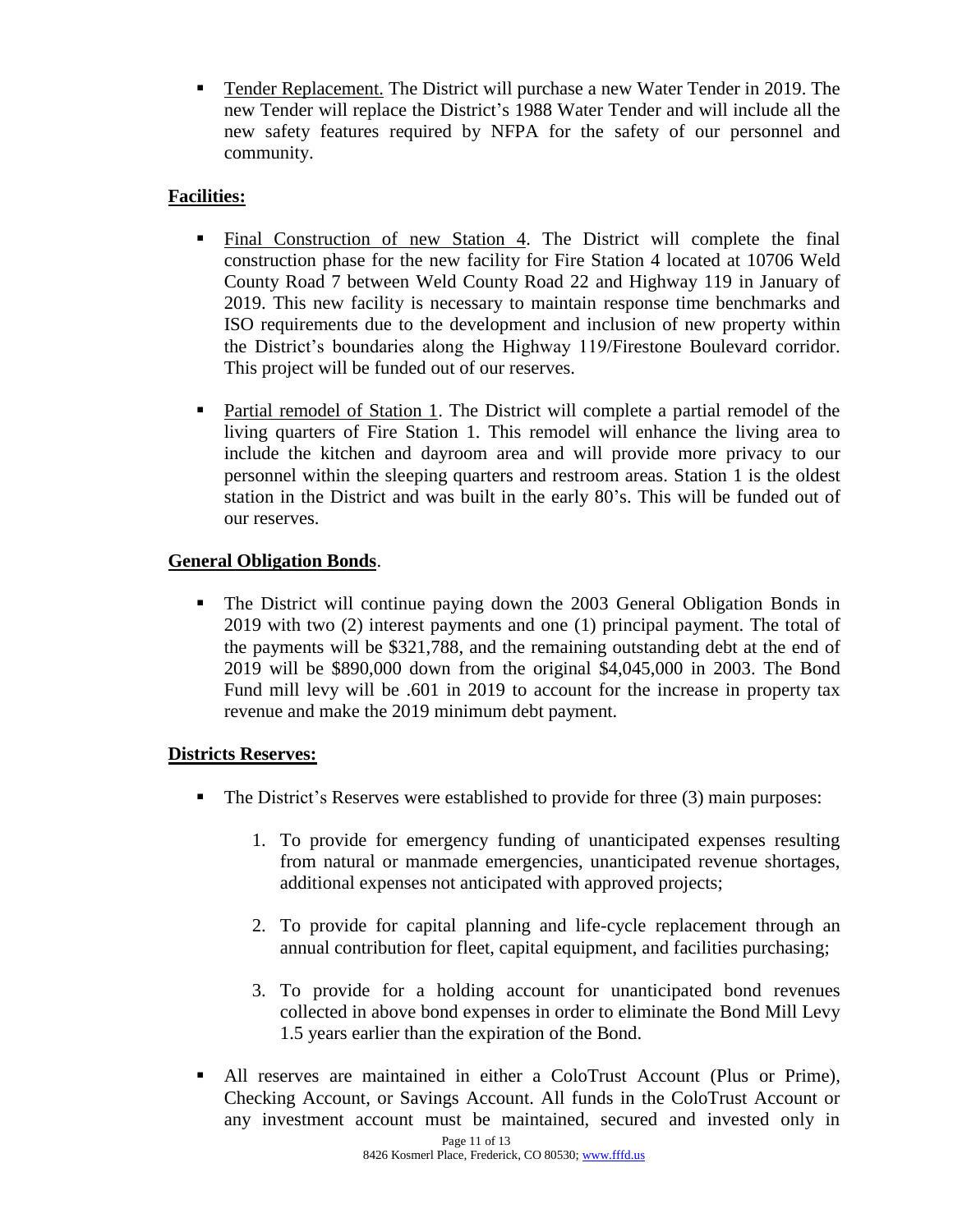- Tender Replacement. The District will purchase a new Water Tender in 2019. The new Tender will replace the District's 1988 Water Tender and will include all the new safety features required by NFPA for the safety of our personnel and community.

**Facilities:**

- Final Construction of new Station 4. The District will complete the final construction phase for the new facility for Fire Station 4 located at 10706 Weld County Road 7 between Weld County Road 22 and Highway 119 in January of 2019. This new facility is necessary to maintain response time benchmarks and ISO requirements due to the development and inclusion of new property within the District's boundaries along the Highway 119/Firestone Boulevard corridor. This project will be funded out of our reserves.

- Partial remodel of Station 1. The District will complete a partial remodel of the living quarters of Fire Station 1. This remodel will enhance the living area to include the kitchen and dayroom area and will provide more privacy to our personnel within the sleeping quarters and restroom areas. Station 1 is the oldest station in the District and was built in the early 80's. This will be funded out of our reserves.

**General Obligation Bonds**.

- The District will continue paying down the 2003 General Obligation Bonds in 2019 with two (2) interest payments and one (1) principal payment. The total of the payments will be $321,788, and the remaining outstanding debt at the end of 2019 will be $890,000 down from the original $4,045,000 in 2003. The Bond Fund mill levy will be .601 in 2019 to account for the increase in property tax revenue and make the 2019 minimum debt payment.

**Districts Reserves:**

- The District's Reserves were established to provide for three (3) main purposes:

    1. To provide for emergency funding of unanticipated expenses resulting from natural or manmade emergencies, unanticipated revenue shortages, additional expenses not anticipated with approved projects;

    2. To provide for capital planning and life-cycle replacement through an annual contribution for fleet, capital equipment, and facilities purchasing;

    3. To provide for a holding account for unanticipated bond revenues collected in above bond expenses in order to eliminate the Bond Mill Levy 1.5 years earlier than the expiration of the Bond.

- All reserves are maintained in either a ColoTrust Account (Plus or Prime), Checking Account, or Savings Account. All funds in the ColoTrust Account or any investment account must be maintained, secured and invested only in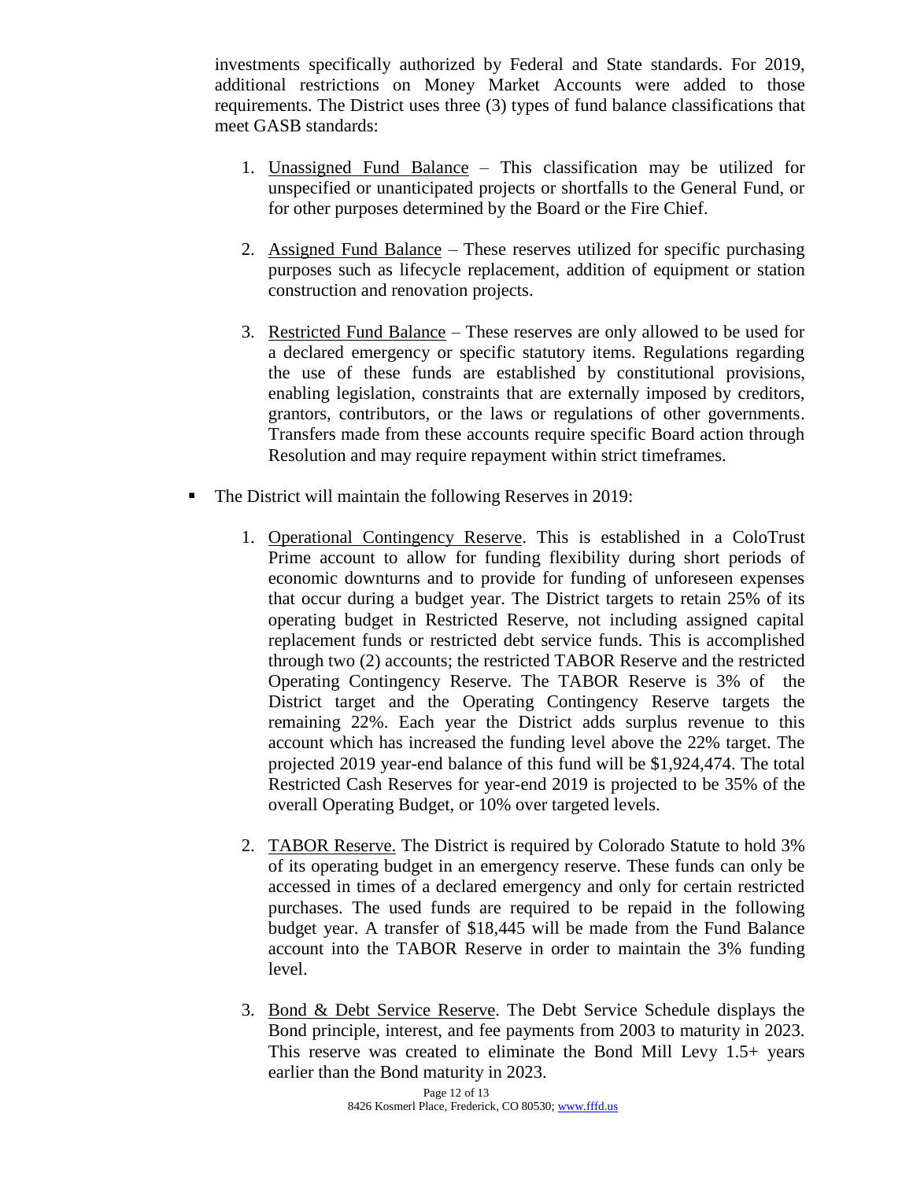investments specifically authorized by Federal and State standards. For 2019, additional restrictions on Money Market Accounts were added to those requirements. The District uses three (3) types of fund balance classifications that meet GASB standards:

1. Unassigned Fund Balance – This classification may be utilized for unspecified or unanticipated projects or shortfalls to the General Fund, or for other purposes determined by the Board or the Fire Chief.

2. Assigned Fund Balance – These reserves utilized for specific purchasing purposes such as lifecycle replacement, addition of equipment or station construction and renovation projects.

3. Restricted Fund Balance – These reserves are only allowed to be used for a declared emergency or specific statutory items. Regulations regarding the use of these funds are established by constitutional provisions, enabling legislation, constraints that are externally imposed by creditors, grantors, contributors, or the laws or regulations of other governments. Transfers made from these accounts require specific Board action through Resolution and may require repayment within strict timeframes.

- The District will maintain the following Reserves in 2019:

  1. Operational Contingency Reserve. This is established in a ColoTrust Prime account to allow for funding flexibility during short periods of economic downturns and to provide for funding of unforeseen expenses that occur during a budget year. The District targets to retain 25% of its operating budget in Restricted Reserve, not including assigned capital replacement funds or restricted debt service funds. This is accomplished through two (2) accounts; the restricted TABOR Reserve and the restricted Operating Contingency Reserve. The TABOR Reserve is 3% of the District target and the Operating Contingency Reserve targets the remaining 22%. Each year the District adds surplus revenue to this account which has increased the funding level above the 22% target. The projected 2019 year-end balance of this fund will be $1,924,474. The total Restricted Cash Reserves for year-end 2019 is projected to be 35% of the overall Operating Budget, or 10% over targeted levels.

  2. TABOR Reserve. The District is required by Colorado Statute to hold 3% of its operating budget in an emergency reserve. These funds can only be accessed in times of a declared emergency and only for certain restricted purchases. The used funds are required to be repaid in the following budget year. A transfer of $18,445 will be made from the Fund Balance account into the TABOR Reserve in order to maintain the 3% funding level.

  3. Bond & Debt Service Reserve. The Debt Service Schedule displays the Bond principle, interest, and fee payments from 2003 to maturity in 2023. This reserve was created to eliminate the Bond Mill Levy 1.5+ years earlier than the Bond maturity in 2023.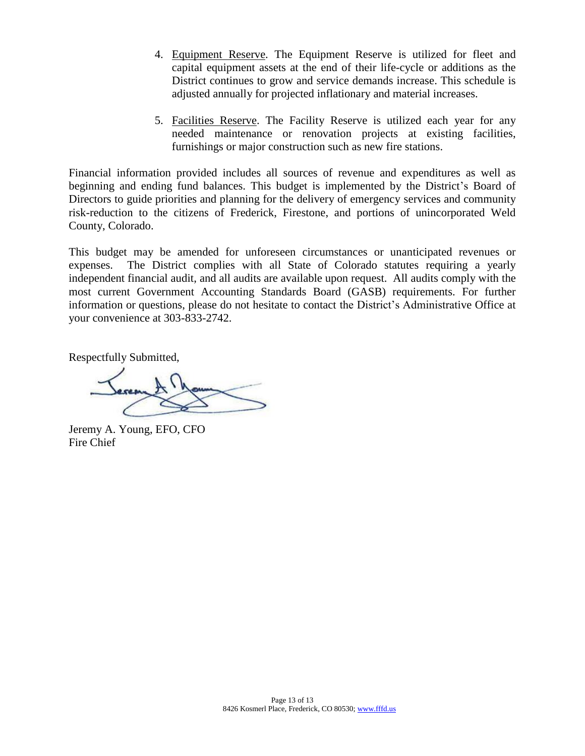4. Equipment Reserve. The Equipment Reserve is utilized for fleet and capital equipment assets at the end of their life-cycle or additions as the District continues to grow and service demands increase. This schedule is adjusted annually for projected inflationary and material increases.

5. Facilities Reserve. The Facility Reserve is utilized each year for any needed maintenance or renovation projects at existing facilities, furnishings or major construction such as new fire stations.

Financial information provided includes all sources of revenue and expenditures as well as beginning and ending fund balances. This budget is implemented by the District's Board of Directors to guide priorities and planning for the delivery of emergency services and community risk-reduction to the citizens of Frederick, Firestone, and portions of unincorporated Weld County, Colorado.

This budget may be amended for unforeseen circumstances or unanticipated revenues or expenses. The District complies with all State of Colorado statutes requiring a yearly independent financial audit, and all audits are available upon request. All audits comply with the most current Government Accounting Standards Board (GASB) requirements. For further information or questions, please do not hesitate to contact the District's Administrative Office at your convenience at 303-833-2742.

Respectfully Submitted,

Jeremy A. Young, EFO, CFO
Fire Chief

8426 Kosmerl Place, Frederick, CO 80530; www.fffd.us